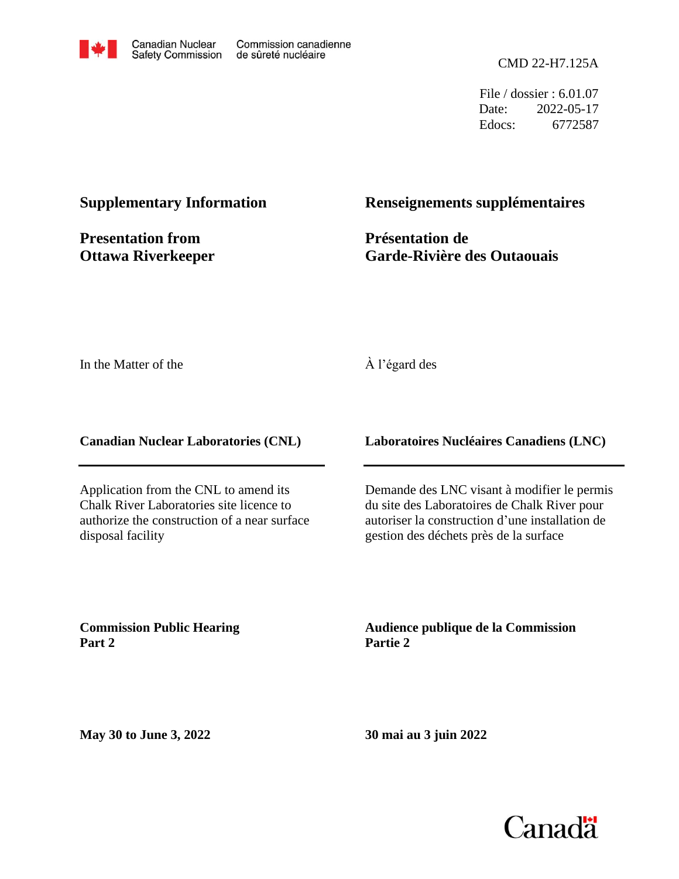Canadian Nuclear Safety Commission | Commission canadienne de sûreté nucléaire

CMD 22-H7.125A

File / dossier : 6.01.07
Date: 2022-05-17
Edocs: 6772587

## Supplementary Information

## Presentation from Ottawa Riverkeeper

## Renseignements supplémentaires

## Présentation de Garde-Rivière des Outaouais

In the Matter of the

À l'égard des

**Canadian Nuclear Laboratories (CNL)**

**Laboratoires Nucléaires Canadiens (LNC)**

Application from the CNL to amend its Chalk River Laboratories site licence to authorize the construction of a near surface disposal facility

Demande des LNC visant à modifier le permis du site des Laboratoires de Chalk River pour autoriser la construction d'une installation de gestion des déchets près de la surface

**Commission Public Hearing Part 2**

**Audience publique de la Commission Partie 2**

**May 30 to June 3, 2022**

**30 mai au 3 juin 2022**

Canada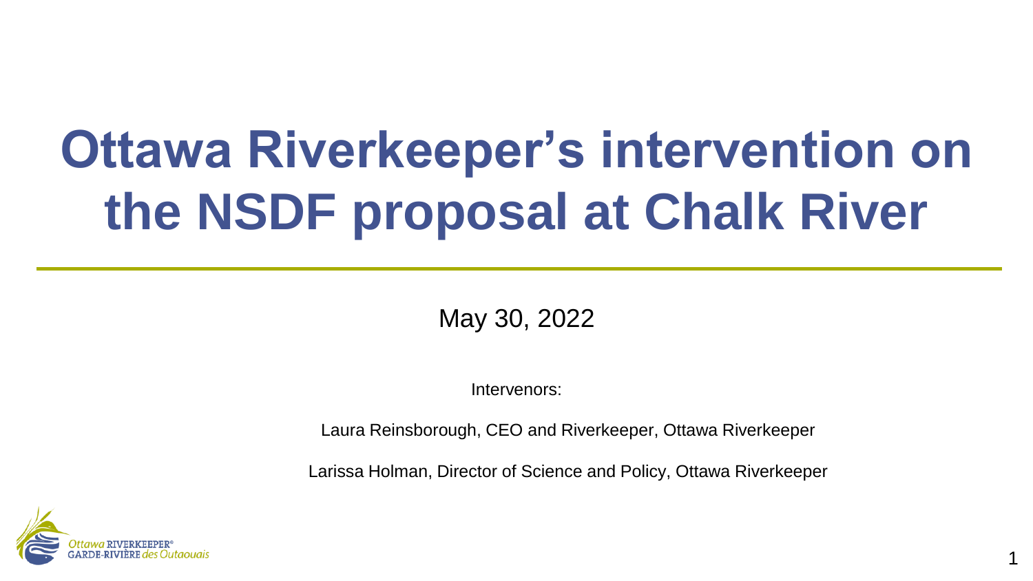# Ottawa Riverkeeper's intervention on the NSDF proposal at Chalk River

May 30, 2022

Intervenors:

Laura Reinsborough, CEO and Riverkeeper, Ottawa Riverkeeper

Larissa Holman, Director of Science and Policy, Ottawa Riverkeeper

Ottawa RIVERKEEPER®
GARDE-RIVIÈRE des Outaouais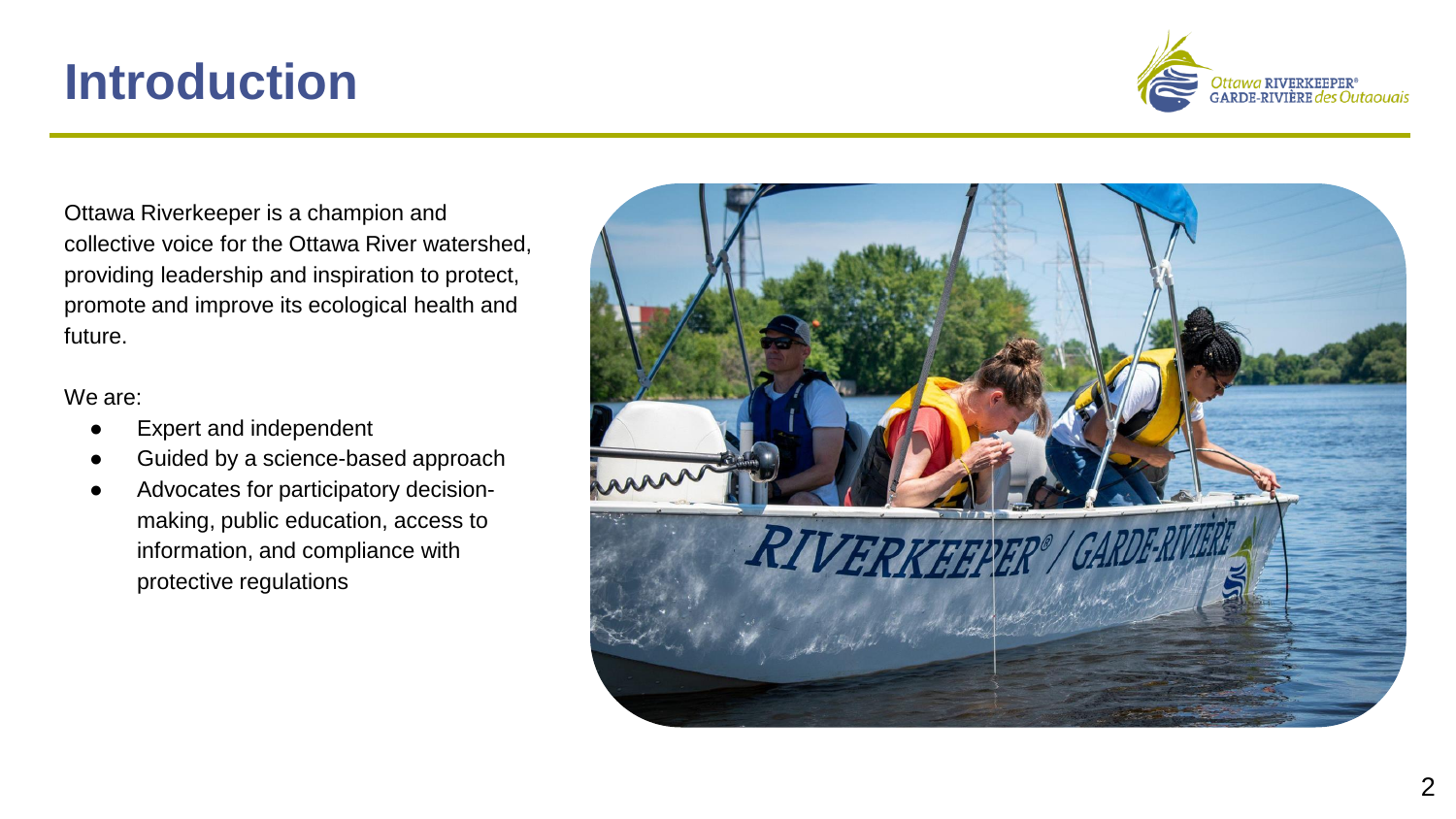# Introduction

Ottawa Riverkeeper is a champion and collective voice for the Ottawa River watershed, providing leadership and inspiration to protect, promote and improve its ecological health and future.

We are:

- Expert and independent
- Guided by a science-based approach
- Advocates for participatory decision-making, public education, access to information, and compliance with protective regulations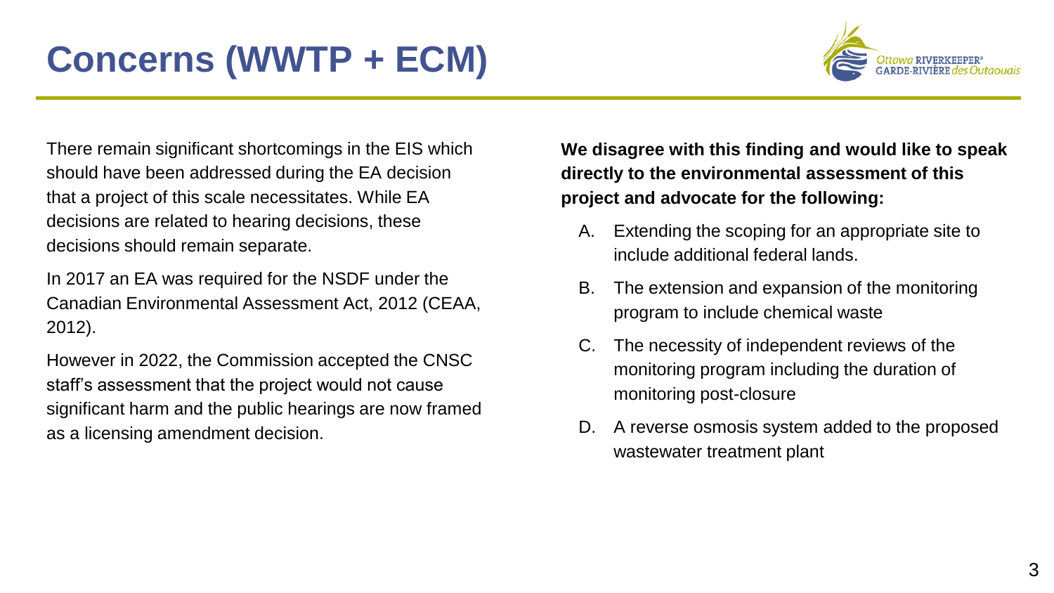# Concerns (WWTP + ECM)

There remain significant shortcomings in the EIS which should have been addressed during the EA decision that a project of this scale necessitates. While EA decisions are related to hearing decisions, these decisions should remain separate.

In 2017 an EA was required for the NSDF under the Canadian Environmental Assessment Act, 2012 (CEAA, 2012).

However in 2022, the Commission accepted the CNSC staff's assessment that the project would not cause significant harm and the public hearings are now framed as a licensing amendment decision.

**We disagree with this finding and would like to speak directly to the environmental assessment of this project and advocate for the following:**

A. Extending the scoping for an appropriate site to include additional federal lands.

B. The extension and expansion of the monitoring program to include chemical waste

C. The necessity of independent reviews of the monitoring program including the duration of monitoring post-closure

D. A reverse osmosis system added to the proposed wastewater treatment plant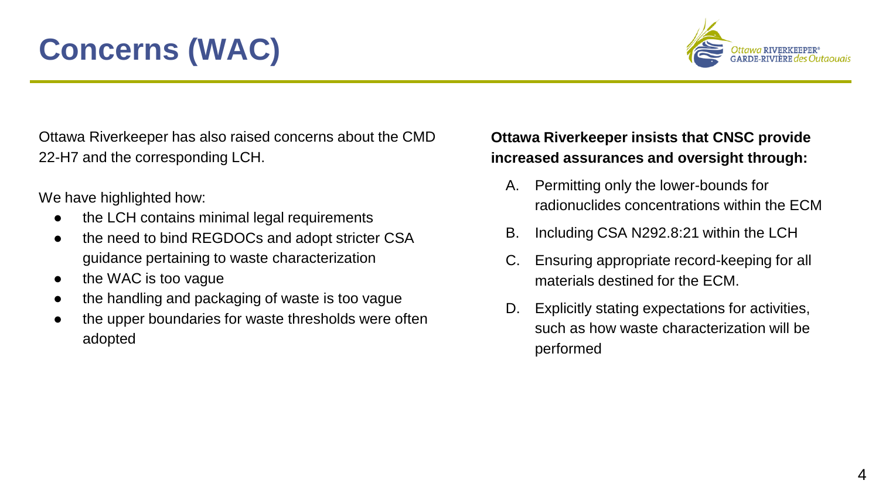# Concerns (WAC)

Ottawa Riverkeeper has also raised concerns about the CMD 22-H7 and the corresponding LCH.

We have highlighted how:

- the LCH contains minimal legal requirements
- the need to bind REGDOCs and adopt stricter CSA guidance pertaining to waste characterization
- the WAC is too vague
- the handling and packaging of waste is too vague
- the upper boundaries for waste thresholds were often adopted

**Ottawa Riverkeeper insists that CNSC provide increased assurances and oversight through:**

A. Permitting only the lower-bounds for radionuclides concentrations within the ECM

B. Including CSA N292.8:21 within the LCH

C. Ensuring appropriate record-keeping for all materials destined for the ECM.

D. Explicitly stating expectations for activities, such as how waste characterization will be performed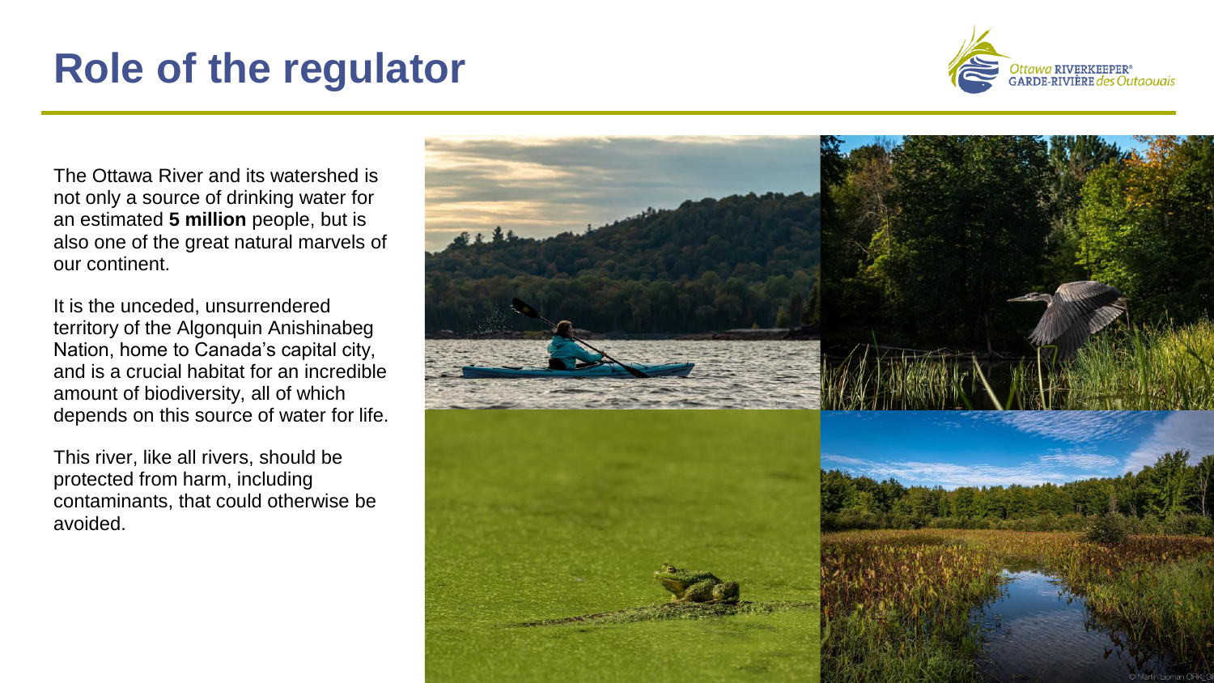# Role of the regulator

The Ottawa River and its watershed is not only a source of drinking water for an estimated **5 million** people, but is also one of the great natural marvels of our continent.

It is the unceded, unsurrendered territory of the Algonquin Anishinabeg Nation, home to Canada's capital city, and is a crucial habitat for an incredible amount of biodiversity, all of which depends on this source of water for life.

This river, like all rivers, should be protected from harm, including contaminants, that could otherwise be avoided.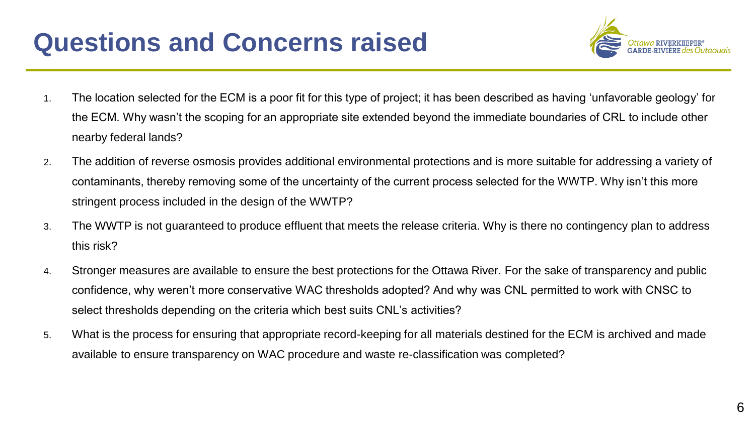# Questions and Concerns raised

1. The location selected for the ECM is a poor fit for this type of project; it has been described as having 'unfavorable geology' for the ECM. Why wasn't the scoping for an appropriate site extended beyond the immediate boundaries of CRL to include other nearby federal lands?
2. The addition of reverse osmosis provides additional environmental protections and is more suitable for addressing a variety of contaminants, thereby removing some of the uncertainty of the current process selected for the WWTP. Why isn't this more stringent process included in the design of the WWTP?
3. The WWTP is not guaranteed to produce effluent that meets the release criteria. Why is there no contingency plan to address this risk?
4. Stronger measures are available to ensure the best protections for the Ottawa River. For the sake of transparency and public confidence, why weren't more conservative WAC thresholds adopted? And why was CNL permitted to work with CNSC to select thresholds depending on the criteria which best suits CNL's activities?
5. What is the process for ensuring that appropriate record-keeping for all materials destined for the ECM is archived and made available to ensure transparency on WAC procedure and waste re-classification was completed?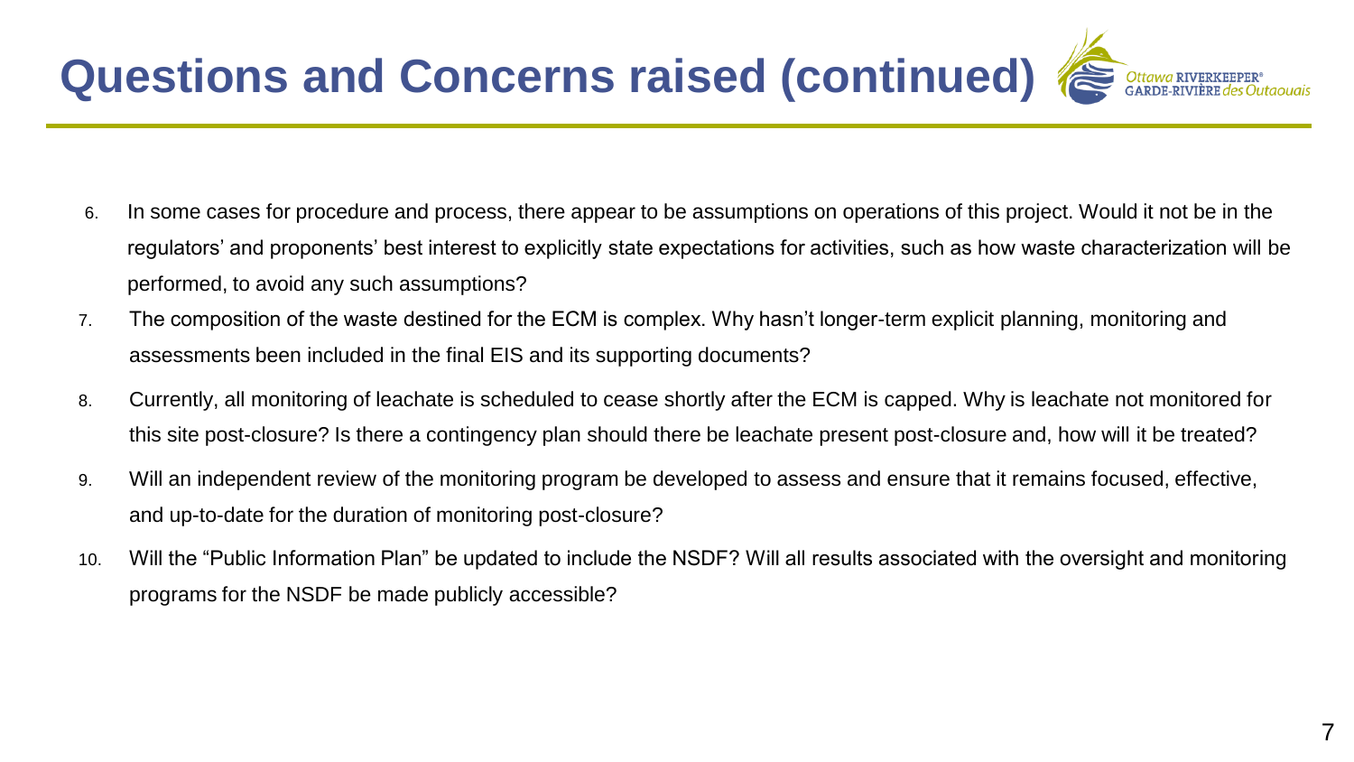# Questions and Concerns raised (continued)

6. In some cases for procedure and process, there appear to be assumptions on operations of this project. Would it not be in the regulators' and proponents' best interest to explicitly state expectations for activities, such as how waste characterization will be performed, to avoid any such assumptions?
7. The composition of the waste destined for the ECM is complex. Why hasn't longer-term explicit planning, monitoring and assessments been included in the final EIS and its supporting documents?
8. Currently, all monitoring of leachate is scheduled to cease shortly after the ECM is capped. Why is leachate not monitored for this site post-closure? Is there a contingency plan should there be leachate present post-closure and, how will it be treated?
9. Will an independent review of the monitoring program be developed to assess and ensure that it remains focused, effective, and up-to-date for the duration of monitoring post-closure?
10. Will the "Public Information Plan" be updated to include the NSDF? Will all results associated with the oversight and monitoring programs for the NSDF be made publicly accessible?